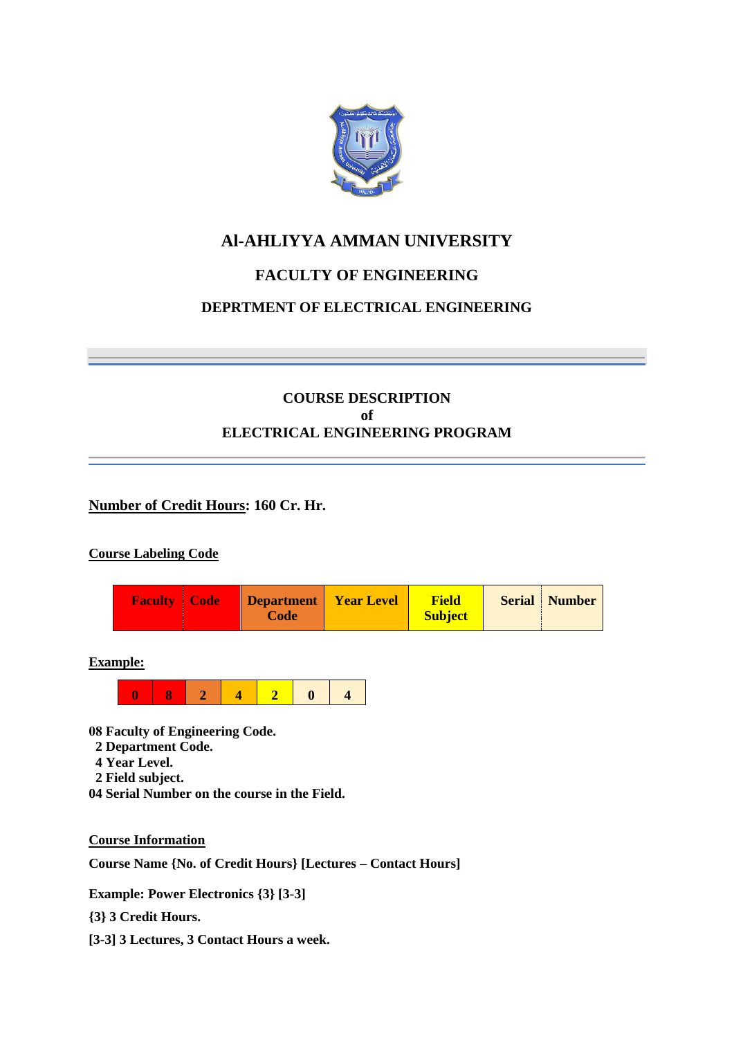# Al-AHLIYYA AMMAN UNIVERSITY

## FACULTY OF ENGINEERING

### DEPRTMENT OF ELECTRICAL ENGINEERING

---

## COURSE DESCRIPTION
## of
## ELECTRICAL ENGINEERING PROGRAM

---

**Number of Credit Hours: 160 Cr. Hr.**

**Course Labeling Code**

| Faculty | Code | Department Code | Year Level | Field Subject | Serial | Number |
|---|---|---|---|---|---|---|

**Example:**

| 0 | 8 | 2 | 4 | 2 | 0 | 4 |
|---|---|---|---|---|---|---|

**08 Faculty of Engineering Code.**
**2 Department Code.**
**4 Year Level.**
**2 Field subject.**
**04 Serial Number on the course in the Field.**

**Course Information**

**Course Name {No. of Credit Hours} [Lectures – Contact Hours]**

**Example: Power Electronics {3} [3-3]**

**{3} 3 Credit Hours.**

**[3-3] 3 Lectures, 3 Contact Hours a week.**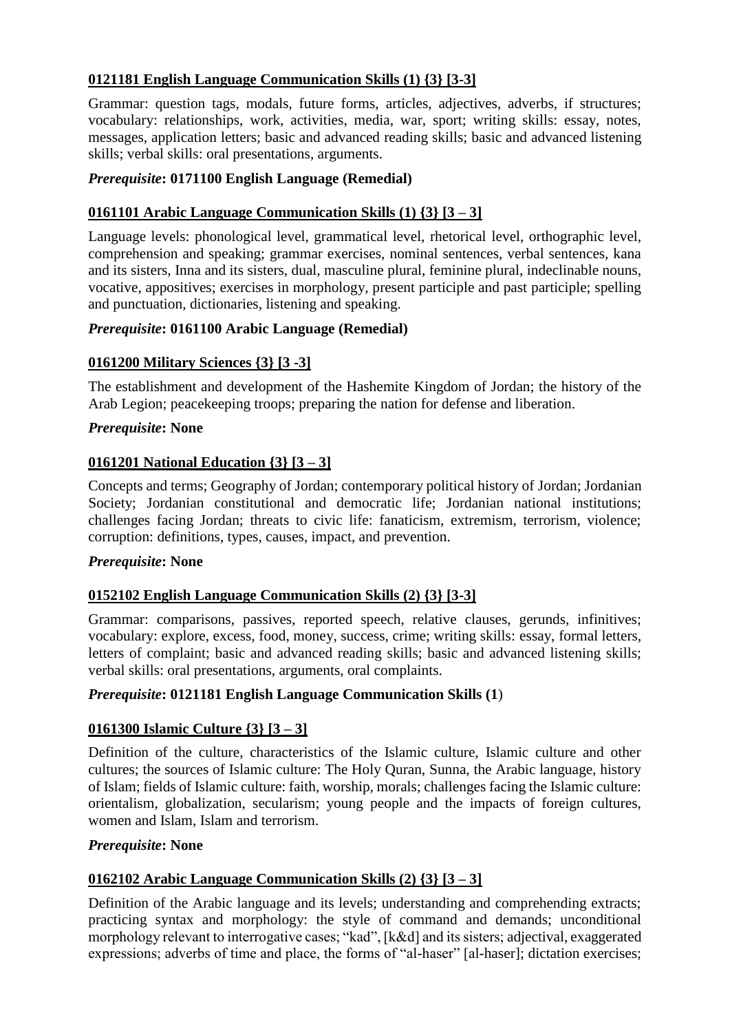### 0121181 English Language Communication Skills (1) {3} [3-3]

Grammar: question tags, modals, future forms, articles, adjectives, adverbs, if structures; vocabulary: relationships, work, activities, media, war, sport; writing skills: essay, notes, messages, application letters; basic and advanced reading skills; basic and advanced listening skills; verbal skills: oral presentations, arguments.

***Prerequisite*: 0171100 English Language (Remedial)**

### 0161101 Arabic Language Communication Skills (1) {3} [3 – 3]

Language levels: phonological level, grammatical level, rhetorical level, orthographic level, comprehension and speaking; grammar exercises, nominal sentences, verbal sentences, kana and its sisters, Inna and its sisters, dual, masculine plural, feminine plural, indeclinable nouns, vocative, appositives; exercises in morphology, present participle and past participle; spelling and punctuation, dictionaries, listening and speaking.

***Prerequisite*: 0161100 Arabic Language (Remedial)**

### 0161200 Military Sciences {3} [3 -3]

The establishment and development of the Hashemite Kingdom of Jordan; the history of the Arab Legion; peacekeeping troops; preparing the nation for defense and liberation.

***Prerequisite*: None**

### 0161201 National Education {3} [3 – 3]

Concepts and terms; Geography of Jordan; contemporary political history of Jordan; Jordanian Society; Jordanian constitutional and democratic life; Jordanian national institutions; challenges facing Jordan; threats to civic life: fanaticism, extremism, terrorism, violence; corruption: definitions, types, causes, impact, and prevention.

***Prerequisite*: None**

### 0152102 English Language Communication Skills (2) {3} [3-3]

Grammar: comparisons, passives, reported speech, relative clauses, gerunds, infinitives; vocabulary: explore, excess, food, money, success, crime; writing skills: essay, formal letters, letters of complaint; basic and advanced reading skills; basic and advanced listening skills; verbal skills: oral presentations, arguments, oral complaints.

***Prerequisite*: 0121181 English Language Communication Skills (1)**

### 0161300 Islamic Culture {3} [3 – 3]

Definition of the culture, characteristics of the Islamic culture, Islamic culture and other cultures; the sources of Islamic culture: The Holy Quran, Sunna, the Arabic language, history of Islam; fields of Islamic culture: faith, worship, morals; challenges facing the Islamic culture: orientalism, globalization, secularism; young people and the impacts of foreign cultures, women and Islam, Islam and terrorism.

***Prerequisite*: None**

### 0162102 Arabic Language Communication Skills (2) {3} [3 – 3]

Definition of the Arabic language and its levels; understanding and comprehending extracts; practicing syntax and morphology: the style of command and demands; unconditional morphology relevant to interrogative cases; "kad", [k&d] and its sisters; adjectival, exaggerated expressions; adverbs of time and place, the forms of "al-haser" [al-haser]; dictation exercises;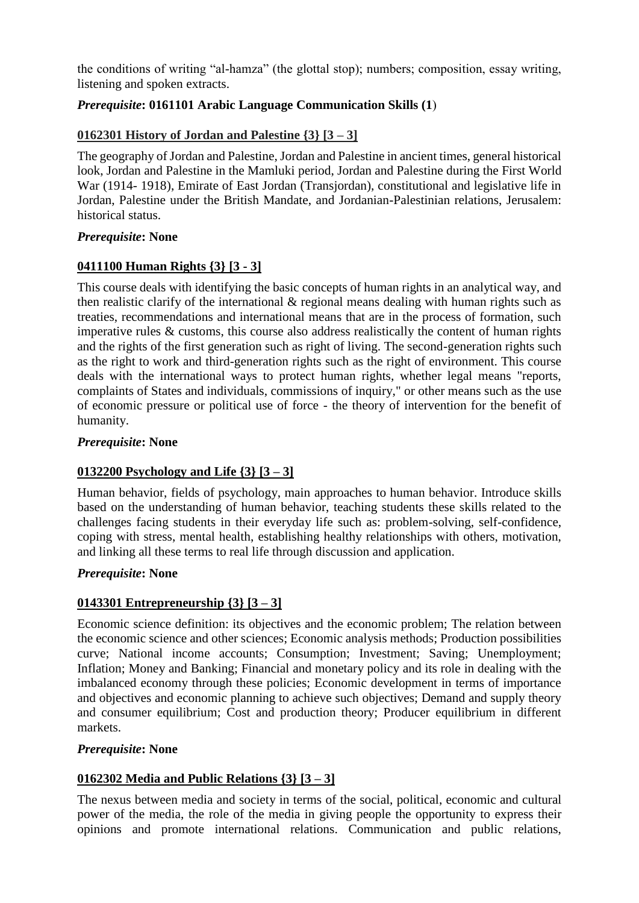the conditions of writing "al-hamza" (the glottal stop); numbers; composition, essay writing, listening and spoken extracts.

***Prerequisite*: 0161101 Arabic Language Communication Skills (1**)

### 0162301 History of Jordan and Palestine {3} [3 – 3]

The geography of Jordan and Palestine, Jordan and Palestine in ancient times, general historical look, Jordan and Palestine in the Mamluki period, Jordan and Palestine during the First World War (1914- 1918), Emirate of East Jordan (Transjordan), constitutional and legislative life in Jordan, Palestine under the British Mandate, and Jordanian-Palestinian relations, Jerusalem: historical status.

***Prerequisite*: None**

### 0411100 Human Rights {3} [3 - 3]

This course deals with identifying the basic concepts of human rights in an analytical way, and then realistic clarify of the international & regional means dealing with human rights such as treaties, recommendations and international means that are in the process of formation, such imperative rules & customs, this course also address realistically the content of human rights and the rights of the first generation such as right of living. The second-generation rights such as the right to work and third-generation rights such as the right of environment. This course deals with the international ways to protect human rights, whether legal means "reports, complaints of States and individuals, commissions of inquiry," or other means such as the use of economic pressure or political use of force - the theory of intervention for the benefit of humanity.

***Prerequisite*: None**

### 0132200 Psychology and Life {3} [3 – 3]

Human behavior, fields of psychology, main approaches to human behavior. Introduce skills based on the understanding of human behavior, teaching students these skills related to the challenges facing students in their everyday life such as: problem-solving, self-confidence, coping with stress, mental health, establishing healthy relationships with others, motivation, and linking all these terms to real life through discussion and application.

***Prerequisite*: None**

### 0143301 Entrepreneurship {3} [3 – 3]

Economic science definition: its objectives and the economic problem; The relation between the economic science and other sciences; Economic analysis methods; Production possibilities curve; National income accounts; Consumption; Investment; Saving; Unemployment; Inflation; Money and Banking; Financial and monetary policy and its role in dealing with the imbalanced economy through these policies; Economic development in terms of importance and objectives and economic planning to achieve such objectives; Demand and supply theory and consumer equilibrium; Cost and production theory; Producer equilibrium in different markets.

***Prerequisite*: None**

### 0162302 Media and Public Relations {3} [3 – 3]

The nexus between media and society in terms of the social, political, economic and cultural power of the media, the role of the media in giving people the opportunity to express their opinions and promote international relations. Communication and public relations,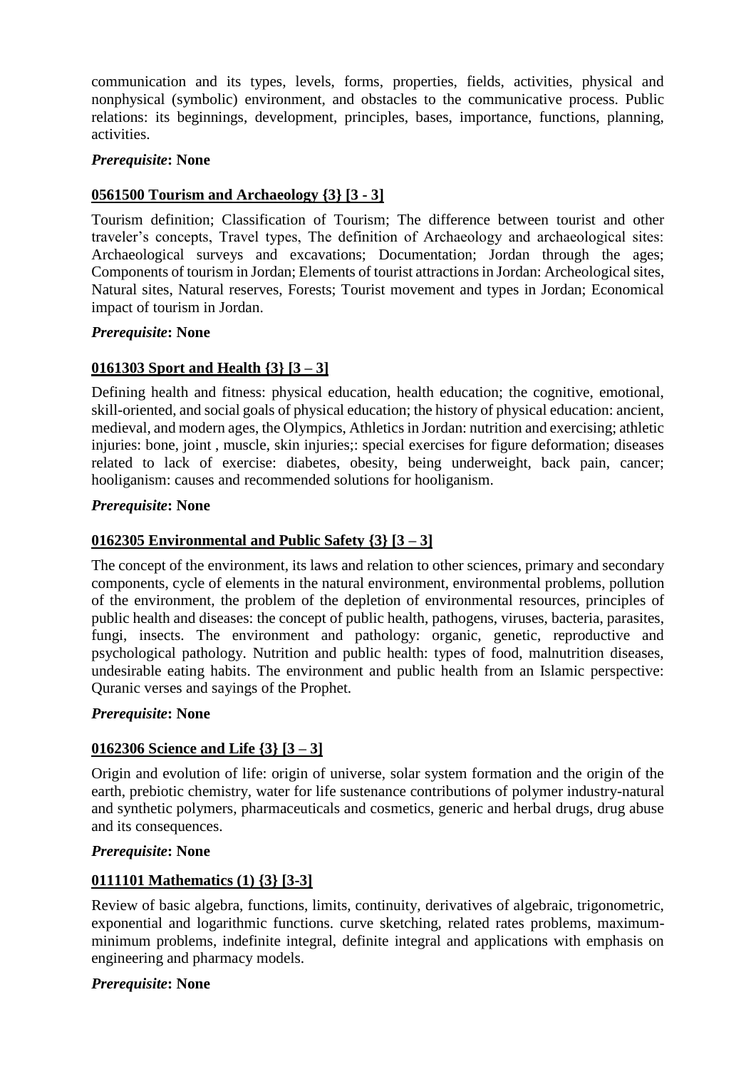communication and its types, levels, forms, properties, fields, activities, physical and nonphysical (symbolic) environment, and obstacles to the communicative process. Public relations: its beginnings, development, principles, bases, importance, functions, planning, activities.

***Prerequisite*: None**

**<u>0561500 Tourism and Archaeology {3} [3 - 3]</u>**

Tourism definition; Classification of Tourism; The difference between tourist and other traveler's concepts, Travel types, The definition of Archaeology and archaeological sites: Archaeological surveys and excavations; Documentation; Jordan through the ages; Components of tourism in Jordan; Elements of tourist attractions in Jordan: Archeological sites, Natural sites, Natural reserves, Forests; Tourist movement and types in Jordan; Economical impact of tourism in Jordan.

***Prerequisite*: None**

**<u>0161303 Sport and Health {3} [3 – 3]</u>**

Defining health and fitness: physical education, health education; the cognitive, emotional, skill-oriented, and social goals of physical education; the history of physical education: ancient, medieval, and modern ages, the Olympics, Athletics in Jordan: nutrition and exercising; athletic injuries: bone, joint , muscle, skin injuries;: special exercises for figure deformation; diseases related to lack of exercise: diabetes, obesity, being underweight, back pain, cancer; hooliganism: causes and recommended solutions for hooliganism.

***Prerequisite*: None**

**<u>0162305 Environmental and Public Safety {3} [3 – 3]</u>**

The concept of the environment, its laws and relation to other sciences, primary and secondary components, cycle of elements in the natural environment, environmental problems, pollution of the environment, the problem of the depletion of environmental resources, principles of public health and diseases: the concept of public health, pathogens, viruses, bacteria, parasites, fungi, insects. The environment and pathology: organic, genetic, reproductive and psychological pathology. Nutrition and public health: types of food, malnutrition diseases, undesirable eating habits. The environment and public health from an Islamic perspective: Quranic verses and sayings of the Prophet.

***Prerequisite*: None**

**<u>0162306 Science and Life {3} [3 – 3]</u>**

Origin and evolution of life: origin of universe, solar system formation and the origin of the earth, prebiotic chemistry, water for life sustenance contributions of polymer industry-natural and synthetic polymers, pharmaceuticals and cosmetics, generic and herbal drugs, drug abuse and its consequences.

***Prerequisite*: None**

**<u>0111101 Mathematics (1) {3} [3-3]</u>**

Review of basic algebra, functions, limits, continuity, derivatives of algebraic, trigonometric, exponential and logarithmic functions. curve sketching, related rates problems, maximum-minimum problems, indefinite integral, definite integral and applications with emphasis on engineering and pharmacy models.

***Prerequisite*: None**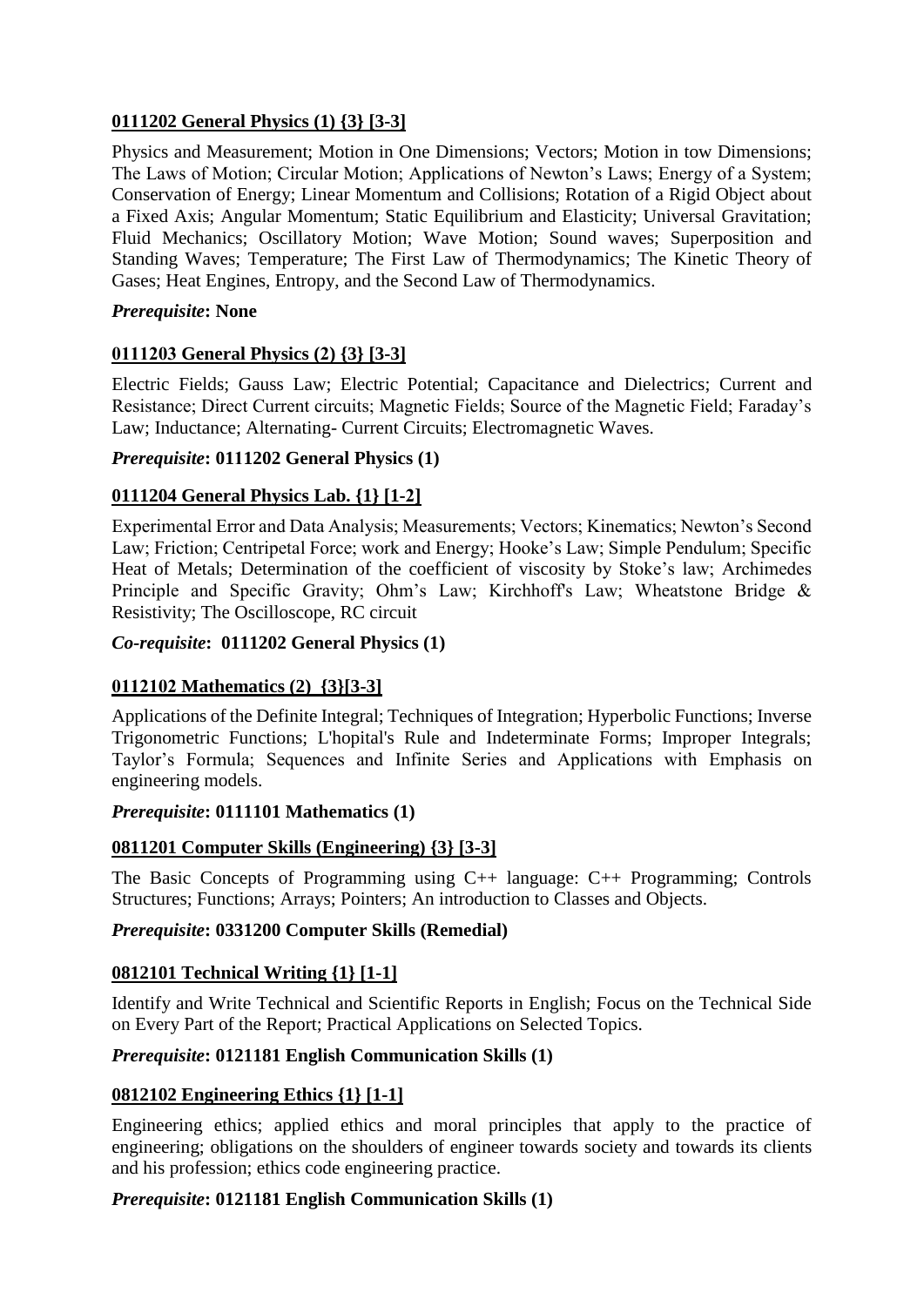### 0111202 General Physics (1) {3} [3-3]

Physics and Measurement; Motion in One Dimensions; Vectors; Motion in tow Dimensions; The Laws of Motion; Circular Motion; Applications of Newton's Laws; Energy of a System; Conservation of Energy; Linear Momentum and Collisions; Rotation of a Rigid Object about a Fixed Axis; Angular Momentum; Static Equilibrium and Elasticity; Universal Gravitation; Fluid Mechanics; Oscillatory Motion; Wave Motion; Sound waves; Superposition and Standing Waves; Temperature; The First Law of Thermodynamics; The Kinetic Theory of Gases; Heat Engines, Entropy, and the Second Law of Thermodynamics.

***Prerequisite*: None**

### 0111203 General Physics (2) {3} [3-3]

Electric Fields; Gauss Law; Electric Potential; Capacitance and Dielectrics; Current and Resistance; Direct Current circuits; Magnetic Fields; Source of the Magnetic Field; Faraday's Law; Inductance; Alternating- Current Circuits; Electromagnetic Waves.

***Prerequisite*: 0111202 General Physics (1)**

### 0111204 General Physics Lab. {1} [1-2]

Experimental Error and Data Analysis; Measurements; Vectors; Kinematics; Newton's Second Law; Friction; Centripetal Force; work and Energy; Hooke's Law; Simple Pendulum; Specific Heat of Metals; Determination of the coefficient of viscosity by Stoke's law; Archimedes Principle and Specific Gravity; Ohm's Law; Kirchhoff's Law; Wheatstone Bridge & Resistivity; The Oscilloscope, RC circuit

***Co-requisite*: 0111202 General Physics (1)**

### 0112102 Mathematics (2) {3}[3-3]

Applications of the Definite Integral; Techniques of Integration; Hyperbolic Functions; Inverse Trigonometric Functions; L'hopital's Rule and Indeterminate Forms; Improper Integrals; Taylor's Formula; Sequences and Infinite Series and Applications with Emphasis on engineering models.

***Prerequisite*: 0111101 Mathematics (1)**

### 0811201 Computer Skills (Engineering) {3} [3-3]

The Basic Concepts of Programming using C++ language: C++ Programming; Controls Structures; Functions; Arrays; Pointers; An introduction to Classes and Objects.

***Prerequisite*: 0331200 Computer Skills (Remedial)**

### 0812101 Technical Writing {1} [1-1]

Identify and Write Technical and Scientific Reports in English; Focus on the Technical Side on Every Part of the Report; Practical Applications on Selected Topics.

***Prerequisite*: 0121181 English Communication Skills (1)**

### 0812102 Engineering Ethics {1} [1-1]

Engineering ethics; applied ethics and moral principles that apply to the practice of engineering; obligations on the shoulders of engineer towards society and towards its clients and his profession; ethics code engineering practice.

***Prerequisite*: 0121181 English Communication Skills (1)**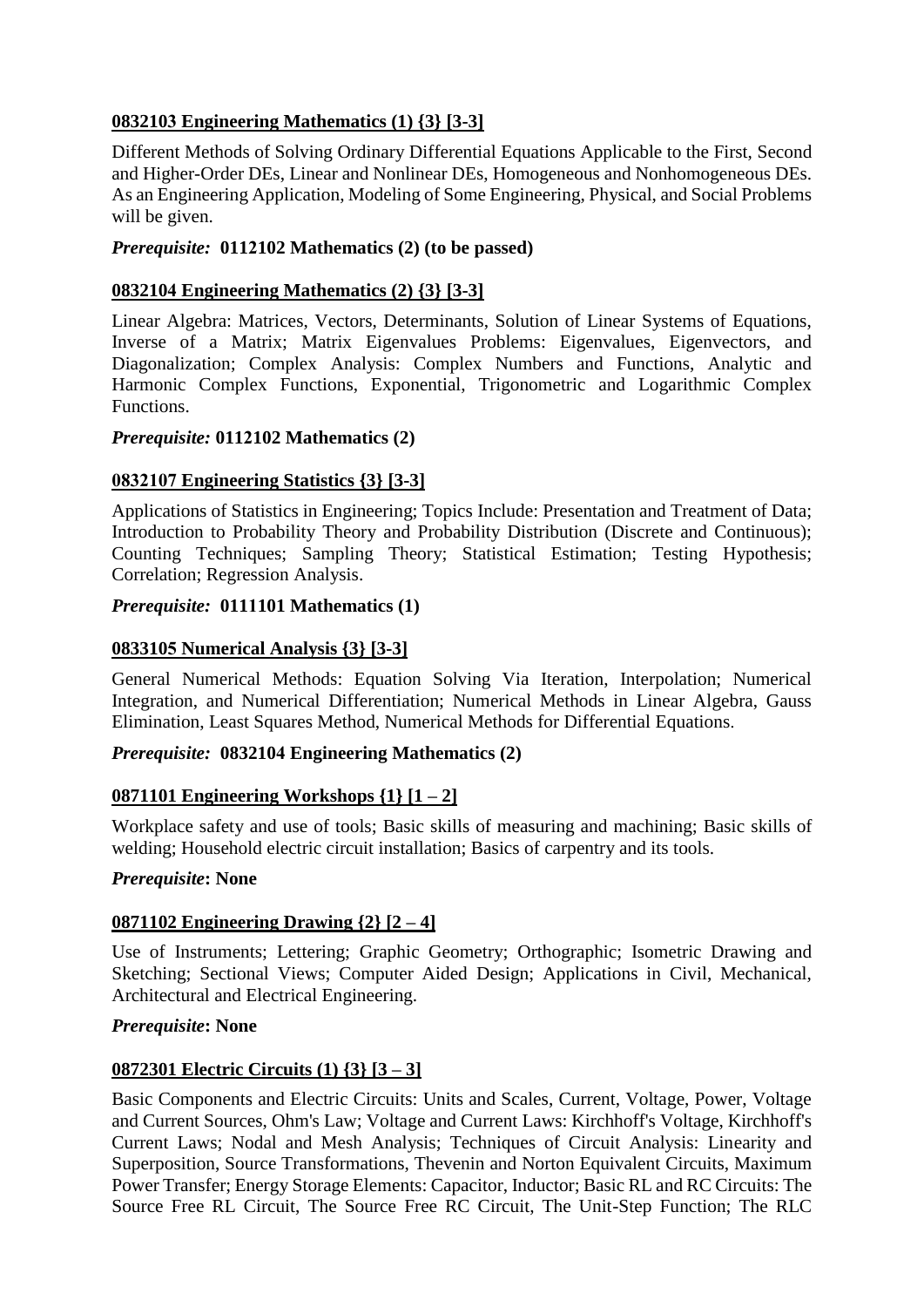**0832103 Engineering Mathematics (1) {3} [3-3]**

Different Methods of Solving Ordinary Differential Equations Applicable to the First, Second and Higher-Order DEs, Linear and Nonlinear DEs, Homogeneous and Nonhomogeneous DEs. As an Engineering Application, Modeling of Some Engineering, Physical, and Social Problems will be given.

***Prerequisite:*** **0112102 Mathematics (2) (to be passed)**

**0832104 Engineering Mathematics (2) {3} [3-3]**

Linear Algebra: Matrices, Vectors, Determinants, Solution of Linear Systems of Equations, Inverse of a Matrix; Matrix Eigenvalues Problems: Eigenvalues, Eigenvectors, and Diagonalization; Complex Analysis: Complex Numbers and Functions, Analytic and Harmonic Complex Functions, Exponential, Trigonometric and Logarithmic Complex Functions.

***Prerequisite:*** **0112102 Mathematics (2)**

**0832107 Engineering Statistics {3} [3-3]**

Applications of Statistics in Engineering; Topics Include: Presentation and Treatment of Data; Introduction to Probability Theory and Probability Distribution (Discrete and Continuous); Counting Techniques; Sampling Theory; Statistical Estimation; Testing Hypothesis; Correlation; Regression Analysis.

***Prerequisite:*** **0111101 Mathematics (1)**

**0833105 Numerical Analysis {3} [3-3]**

General Numerical Methods: Equation Solving Via Iteration, Interpolation; Numerical Integration, and Numerical Differentiation; Numerical Methods in Linear Algebra, Gauss Elimination, Least Squares Method, Numerical Methods for Differential Equations.

***Prerequisite:*** **0832104 Engineering Mathematics (2)**

**0871101 Engineering Workshops {1} [1 – 2]**

Workplace safety and use of tools; Basic skills of measuring and machining; Basic skills of welding; Household electric circuit installation; Basics of carpentry and its tools.

***Prerequisite*: None**

**0871102 Engineering Drawing {2} [2 – 4]**

Use of Instruments; Lettering; Graphic Geometry; Orthographic; Isometric Drawing and Sketching; Sectional Views; Computer Aided Design; Applications in Civil, Mechanical, Architectural and Electrical Engineering.

***Prerequisite*: None**

**0872301 Electric Circuits (1) {3} [3 – 3]**

Basic Components and Electric Circuits: Units and Scales, Current, Voltage, Power, Voltage and Current Sources, Ohm's Law; Voltage and Current Laws: Kirchhoff's Voltage, Kirchhoff's Current Laws; Nodal and Mesh Analysis; Techniques of Circuit Analysis: Linearity and Superposition, Source Transformations, Thevenin and Norton Equivalent Circuits, Maximum Power Transfer; Energy Storage Elements: Capacitor, Inductor; Basic RL and RC Circuits: The Source Free RL Circuit, The Source Free RC Circuit, The Unit-Step Function; The RLC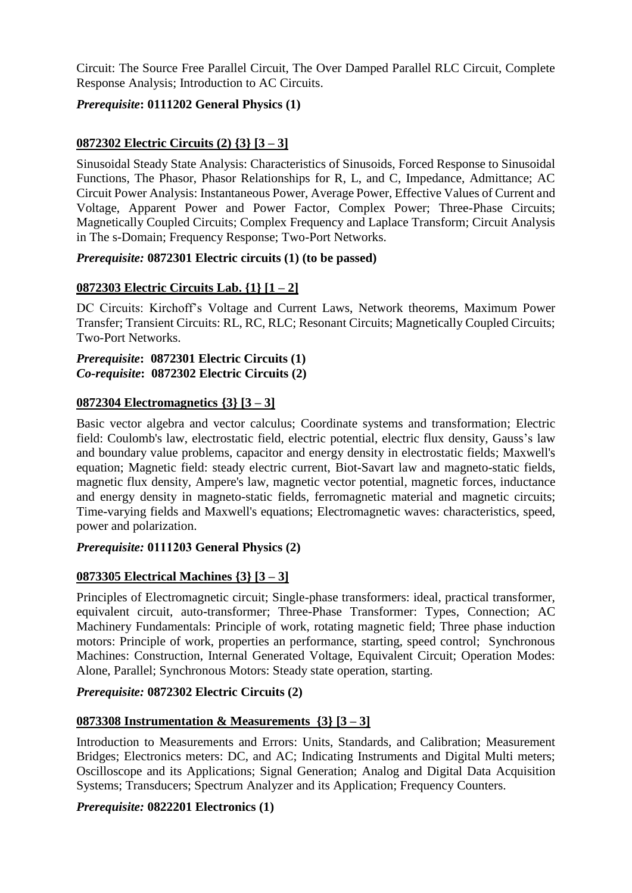Circuit: The Source Free Parallel Circuit, The Over Damped Parallel RLC Circuit, Complete Response Analysis; Introduction to AC Circuits.

***Prerequisite*: 0111202 General Physics (1)**

**0872302 Electric Circuits (2) {3} [3 – 3]**

Sinusoidal Steady State Analysis: Characteristics of Sinusoids, Forced Response to Sinusoidal Functions, The Phasor, Phasor Relationships for R, L, and C, Impedance, Admittance; AC Circuit Power Analysis: Instantaneous Power, Average Power, Effective Values of Current and Voltage, Apparent Power and Power Factor, Complex Power; Three-Phase Circuits; Magnetically Coupled Circuits; Complex Frequency and Laplace Transform; Circuit Analysis in The s-Domain; Frequency Response; Two-Port Networks.

***Prerequisite:* 0872301 Electric circuits (1) (to be passed)**

**0872303 Electric Circuits Lab. {1} [1 – 2]**

DC Circuits: Kirchoff's Voltage and Current Laws, Network theorems, Maximum Power Transfer; Transient Circuits: RL, RC, RLC; Resonant Circuits; Magnetically Coupled Circuits; Two-Port Networks.

***Prerequisite*: 0872301 Electric Circuits (1)**
***Co-requisite*: 0872302 Electric Circuits (2)**

**0872304 Electromagnetics {3} [3 – 3]**

Basic vector algebra and vector calculus; Coordinate systems and transformation; Electric field: Coulomb's law, electrostatic field, electric potential, electric flux density, Gauss's law and boundary value problems, capacitor and energy density in electrostatic fields; Maxwell's equation; Magnetic field: steady electric current, Biot-Savart law and magneto-static fields, magnetic flux density, Ampere's law, magnetic vector potential, magnetic forces, inductance and energy density in magneto-static fields, ferromagnetic material and magnetic circuits; Time-varying fields and Maxwell's equations; Electromagnetic waves: characteristics, speed, power and polarization.

***Prerequisite:* 0111203 General Physics (2)**

**0873305 Electrical Machines {3} [3 – 3]**

Principles of Electromagnetic circuit; Single-phase transformers: ideal, practical transformer, equivalent circuit, auto-transformer; Three-Phase Transformer: Types, Connection; AC Machinery Fundamentals: Principle of work, rotating magnetic field; Three phase induction motors: Principle of work, properties an performance, starting, speed control; Synchronous Machines: Construction, Internal Generated Voltage, Equivalent Circuit; Operation Modes: Alone, Parallel; Synchronous Motors: Steady state operation, starting.

***Prerequisite:* 0872302 Electric Circuits (2)**

**0873308 Instrumentation & Measurements {3} [3 – 3]**

Introduction to Measurements and Errors: Units, Standards, and Calibration; Measurement Bridges; Electronics meters: DC, and AC; Indicating Instruments and Digital Multi meters; Oscilloscope and its Applications; Signal Generation; Analog and Digital Data Acquisition Systems; Transducers; Spectrum Analyzer and its Application; Frequency Counters.

***Prerequisite:* 0822201 Electronics (1)**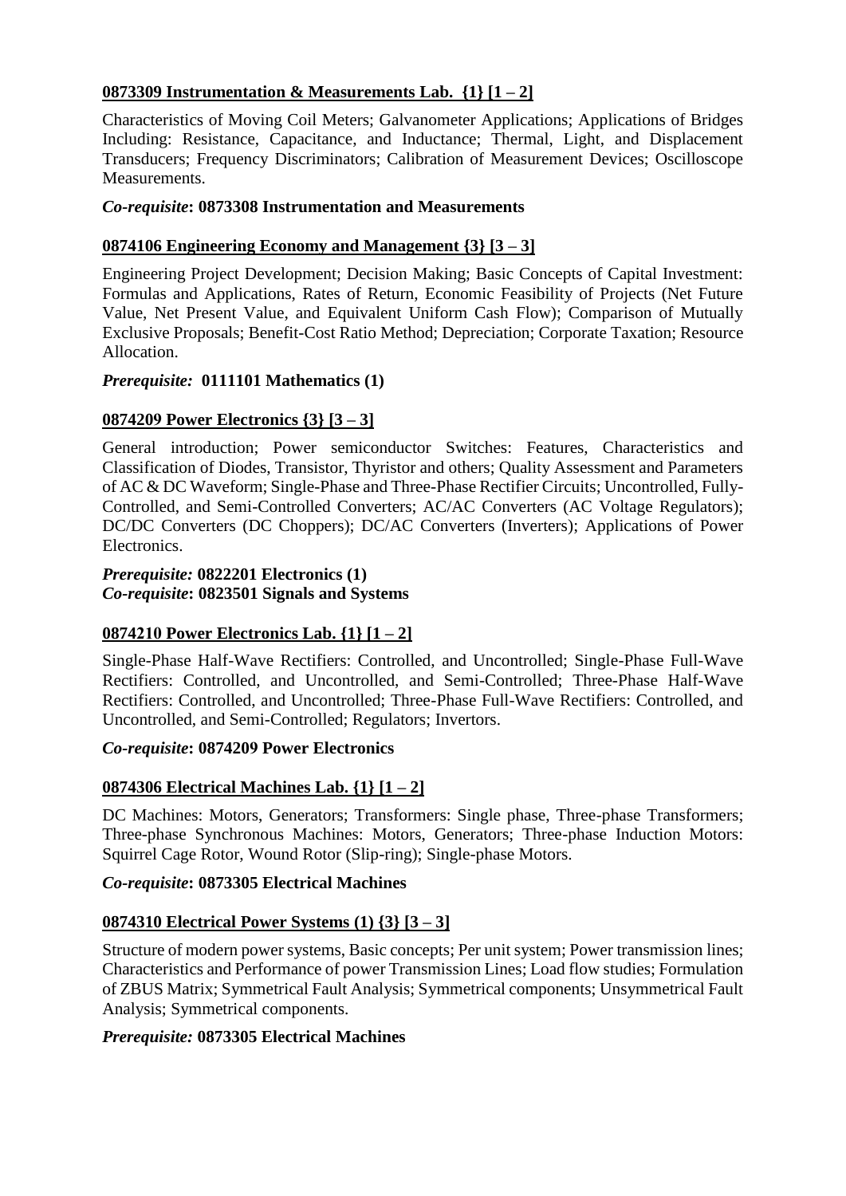**0873309 Instrumentation & Measurements Lab. {1} [1 – 2]**

Characteristics of Moving Coil Meters; Galvanometer Applications; Applications of Bridges Including: Resistance, Capacitance, and Inductance; Thermal, Light, and Displacement Transducers; Frequency Discriminators; Calibration of Measurement Devices; Oscilloscope Measurements.

***Co-requisite*: 0873308 Instrumentation and Measurements**

**0874106 Engineering Economy and Management {3} [3 – 3]**

Engineering Project Development; Decision Making; Basic Concepts of Capital Investment: Formulas and Applications, Rates of Return, Economic Feasibility of Projects (Net Future Value, Net Present Value, and Equivalent Uniform Cash Flow); Comparison of Mutually Exclusive Proposals; Benefit-Cost Ratio Method; Depreciation; Corporate Taxation; Resource Allocation.

***Prerequisite:* 0111101 Mathematics (1)**

**0874209 Power Electronics {3} [3 – 3]**

General introduction; Power semiconductor Switches: Features, Characteristics and Classification of Diodes, Transistor, Thyristor and others; Quality Assessment and Parameters of AC & DC Waveform; Single-Phase and Three-Phase Rectifier Circuits; Uncontrolled, Fully-Controlled, and Semi-Controlled Converters; AC/AC Converters (AC Voltage Regulators); DC/DC Converters (DC Choppers); DC/AC Converters (Inverters); Applications of Power Electronics.

***Prerequisite:* 0822201 Electronics (1)**
***Co-requisite*: 0823501 Signals and Systems**

**0874210 Power Electronics Lab. {1} [1 – 2]**

Single-Phase Half-Wave Rectifiers: Controlled, and Uncontrolled; Single-Phase Full-Wave Rectifiers: Controlled, and Uncontrolled, and Semi-Controlled; Three-Phase Half-Wave Rectifiers: Controlled, and Uncontrolled; Three-Phase Full-Wave Rectifiers: Controlled, and Uncontrolled, and Semi-Controlled; Regulators; Invertors.

***Co-requisite*: 0874209 Power Electronics**

**0874306 Electrical Machines Lab. {1} [1 – 2]**

DC Machines: Motors, Generators; Transformers: Single phase, Three-phase Transformers; Three-phase Synchronous Machines: Motors, Generators; Three-phase Induction Motors: Squirrel Cage Rotor, Wound Rotor (Slip-ring); Single-phase Motors.

***Co-requisite*: 0873305 Electrical Machines**

**0874310 Electrical Power Systems (1) {3} [3 – 3]**

Structure of modern power systems, Basic concepts; Per unit system; Power transmission lines; Characteristics and Performance of power Transmission Lines; Load flow studies; Formulation of ZBUS Matrix; Symmetrical Fault Analysis; Symmetrical components; Unsymmetrical Fault Analysis; Symmetrical components.

***Prerequisite:* 0873305 Electrical Machines**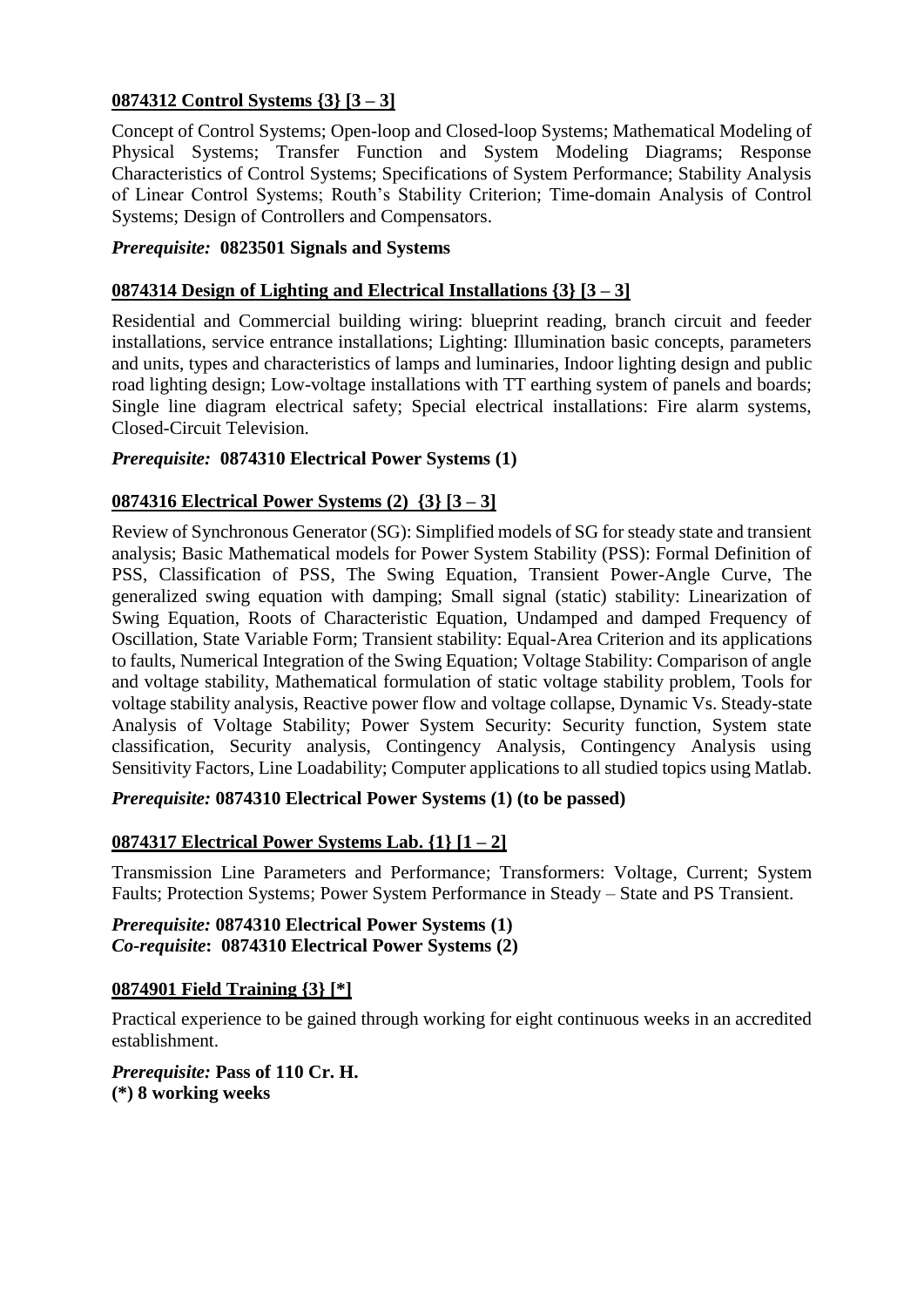### 0874312 Control Systems {3} [3 – 3]

Concept of Control Systems; Open-loop and Closed-loop Systems; Mathematical Modeling of Physical Systems; Transfer Function and System Modeling Diagrams; Response Characteristics of Control Systems; Specifications of System Performance; Stability Analysis of Linear Control Systems; Routh's Stability Criterion; Time-domain Analysis of Control Systems; Design of Controllers and Compensators.

***Prerequisite:*** **0823501 Signals and Systems**

### 0874314 Design of Lighting and Electrical Installations {3} [3 – 3]

Residential and Commercial building wiring: blueprint reading, branch circuit and feeder installations, service entrance installations; Lighting: Illumination basic concepts, parameters and units, types and characteristics of lamps and luminaries, Indoor lighting design and public road lighting design; Low-voltage installations with TT earthing system of panels and boards; Single line diagram electrical safety; Special electrical installations: Fire alarm systems, Closed-Circuit Television.

***Prerequisite:*** **0874310 Electrical Power Systems (1)**

### 0874316 Electrical Power Systems (2) {3} [3 – 3]

Review of Synchronous Generator (SG): Simplified models of SG for steady state and transient analysis; Basic Mathematical models for Power System Stability (PSS): Formal Definition of PSS, Classification of PSS, The Swing Equation, Transient Power-Angle Curve, The generalized swing equation with damping; Small signal (static) stability: Linearization of Swing Equation, Roots of Characteristic Equation, Undamped and damped Frequency of Oscillation, State Variable Form; Transient stability: Equal-Area Criterion and its applications to faults, Numerical Integration of the Swing Equation; Voltage Stability: Comparison of angle and voltage stability, Mathematical formulation of static voltage stability problem, Tools for voltage stability analysis, Reactive power flow and voltage collapse, Dynamic Vs. Steady-state Analysis of Voltage Stability; Power System Security: Security function, System state classification, Security analysis, Contingency Analysis, Contingency Analysis using Sensitivity Factors, Line Loadability; Computer applications to all studied topics using Matlab.

***Prerequisite:*** **0874310 Electrical Power Systems (1) (to be passed)**

### 0874317 Electrical Power Systems Lab. {1} [1 – 2]

Transmission Line Parameters and Performance; Transformers: Voltage, Current; System Faults; Protection Systems; Power System Performance in Steady – State and PS Transient.

***Prerequisite:*** **0874310 Electrical Power Systems (1)**
***Co-requisite*****: 0874310 Electrical Power Systems (2)**

### 0874901 Field Training {3} [*]

Practical experience to be gained through working for eight continuous weeks in an accredited establishment.

***Prerequisite:*** **Pass of 110 Cr. H.**
**(*) 8 working weeks**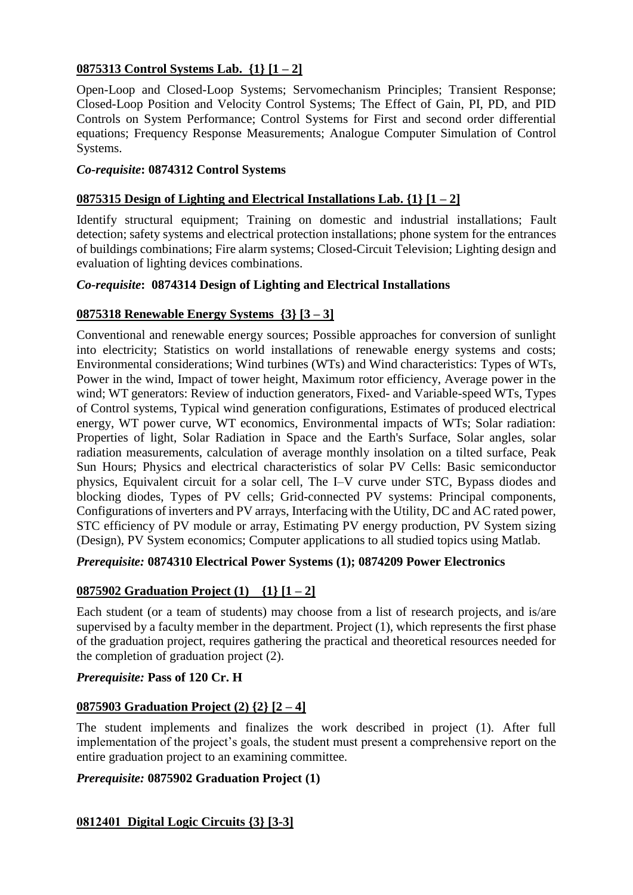**<u>0875313 Control Systems Lab. {1} [1 – 2]</u>**

Open-Loop and Closed-Loop Systems; Servomechanism Principles; Transient Response; Closed-Loop Position and Velocity Control Systems; The Effect of Gain, PI, PD, and PID Controls on System Performance; Control Systems for First and second order differential equations; Frequency Response Measurements; Analogue Computer Simulation of Control Systems.

***Co-requisite*: 0874312 Control Systems**

**<u>0875315 Design of Lighting and Electrical Installations Lab. {1} [1 – 2]</u>**

Identify structural equipment; Training on domestic and industrial installations; Fault detection; safety systems and electrical protection installations; phone system for the entrances of buildings combinations; Fire alarm systems; Closed-Circuit Television; Lighting design and evaluation of lighting devices combinations.

***Co-requisite*: 0874314 Design of Lighting and Electrical Installations**

**<u>0875318 Renewable Energy Systems {3} [3 – 3]</u>**

Conventional and renewable energy sources; Possible approaches for conversion of sunlight into electricity; Statistics on world installations of renewable energy systems and costs; Environmental considerations; Wind turbines (WTs) and Wind characteristics: Types of WTs, Power in the wind, Impact of tower height, Maximum rotor efficiency, Average power in the wind; WT generators: Review of induction generators, Fixed- and Variable-speed WTs, Types of Control systems, Typical wind generation configurations, Estimates of produced electrical energy, WT power curve, WT economics, Environmental impacts of WTs; Solar radiation: Properties of light, Solar Radiation in Space and the Earth's Surface, Solar angles, solar radiation measurements, calculation of average monthly insolation on a tilted surface, Peak Sun Hours; Physics and electrical characteristics of solar PV Cells: Basic semiconductor physics, Equivalent circuit for a solar cell, The I–V curve under STC, Bypass diodes and blocking diodes, Types of PV cells; Grid-connected PV systems: Principal components, Configurations of inverters and PV arrays, Interfacing with the Utility, DC and AC rated power, STC efficiency of PV module or array, Estimating PV energy production, PV System sizing (Design), PV System economics; Computer applications to all studied topics using Matlab.

***Prerequisite:* 0874310 Electrical Power Systems (1); 0874209 Power Electronics**

**<u>0875902 Graduation Project (1) {1} [1 – 2]</u>**

Each student (or a team of students) may choose from a list of research projects, and is/are supervised by a faculty member in the department. Project (1), which represents the first phase of the graduation project, requires gathering the practical and theoretical resources needed for the completion of graduation project (2).

***Prerequisite:* Pass of 120 Cr. H**

**<u>0875903 Graduation Project (2) {2} [2 – 4]</u>**

The student implements and finalizes the work described in project (1). After full implementation of the project's goals, the student must present a comprehensive report on the entire graduation project to an examining committee.

***Prerequisite:* 0875902 Graduation Project (1)**

**<u>0812401 Digital Logic Circuits {3} [3-3]</u>**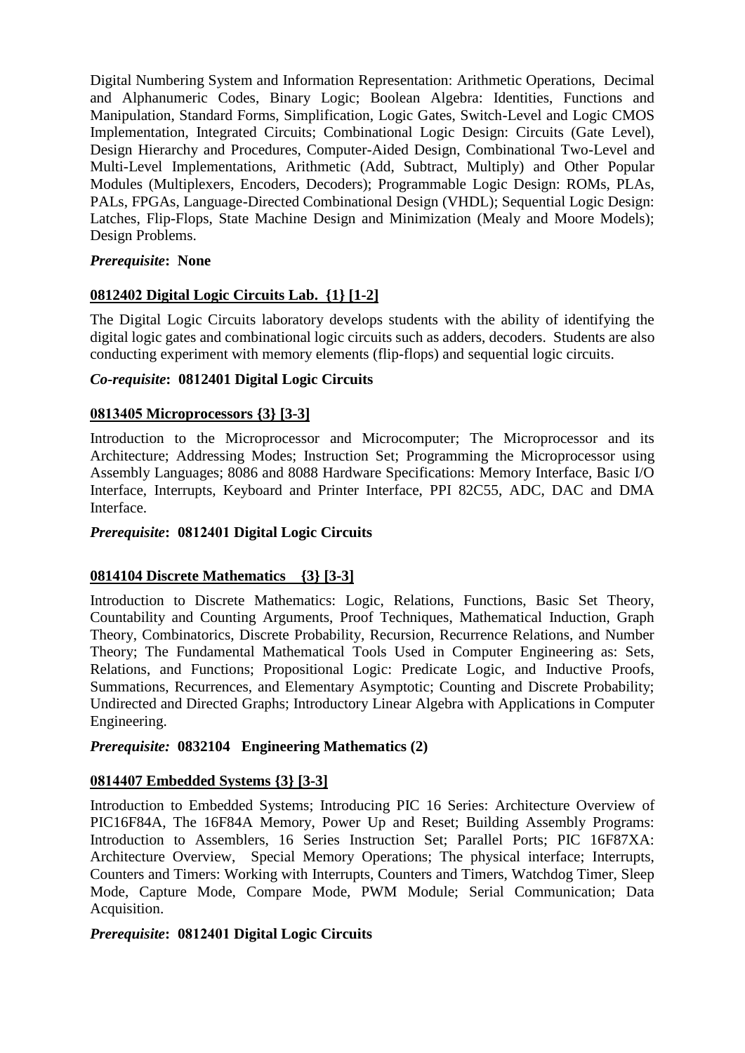Digital Numbering System and Information Representation: Arithmetic Operations, Decimal and Alphanumeric Codes, Binary Logic; Boolean Algebra: Identities, Functions and Manipulation, Standard Forms, Simplification, Logic Gates, Switch-Level and Logic CMOS Implementation, Integrated Circuits; Combinational Logic Design: Circuits (Gate Level), Design Hierarchy and Procedures, Computer-Aided Design, Combinational Two-Level and Multi-Level Implementations, Arithmetic (Add, Subtract, Multiply) and Other Popular Modules (Multiplexers, Encoders, Decoders); Programmable Logic Design: ROMs, PLAs, PALs, FPGAs, Language-Directed Combinational Design (VHDL); Sequential Logic Design: Latches, Flip-Flops, State Machine Design and Minimization (Mealy and Moore Models); Design Problems.

***Prerequisite*: None**

### 0812402 Digital Logic Circuits Lab. {1} [1-2]

The Digital Logic Circuits laboratory develops students with the ability of identifying the digital logic gates and combinational logic circuits such as adders, decoders. Students are also conducting experiment with memory elements (flip-flops) and sequential logic circuits.

***Co-requisite*: 0812401 Digital Logic Circuits**

### 0813405 Microprocessors {3} [3-3]

Introduction to the Microprocessor and Microcomputer; The Microprocessor and its Architecture; Addressing Modes; Instruction Set; Programming the Microprocessor using Assembly Languages; 8086 and 8088 Hardware Specifications: Memory Interface, Basic I/O Interface, Interrupts, Keyboard and Printer Interface, PPI 82C55, ADC, DAC and DMA Interface.

***Prerequisite*: 0812401 Digital Logic Circuits**

### 0814104 Discrete Mathematics {3} [3-3]

Introduction to Discrete Mathematics: Logic, Relations, Functions, Basic Set Theory, Countability and Counting Arguments, Proof Techniques, Mathematical Induction, Graph Theory, Combinatorics, Discrete Probability, Recursion, Recurrence Relations, and Number Theory; The Fundamental Mathematical Tools Used in Computer Engineering as: Sets, Relations, and Functions; Propositional Logic: Predicate Logic, and Inductive Proofs, Summations, Recurrences, and Elementary Asymptotic; Counting and Discrete Probability; Undirected and Directed Graphs; Introductory Linear Algebra with Applications in Computer Engineering.

***Prerequisite:* 0832104 Engineering Mathematics (2)**

### 0814407 Embedded Systems {3} [3-3]

Introduction to Embedded Systems; Introducing PIC 16 Series: Architecture Overview of PIC16F84A, The 16F84A Memory, Power Up and Reset; Building Assembly Programs: Introduction to Assemblers, 16 Series Instruction Set; Parallel Ports; PIC 16F87XA: Architecture Overview, Special Memory Operations; The physical interface; Interrupts, Counters and Timers: Working with Interrupts, Counters and Timers, Watchdog Timer, Sleep Mode, Capture Mode, Compare Mode, PWM Module; Serial Communication; Data Acquisition.

***Prerequisite*: 0812401 Digital Logic Circuits**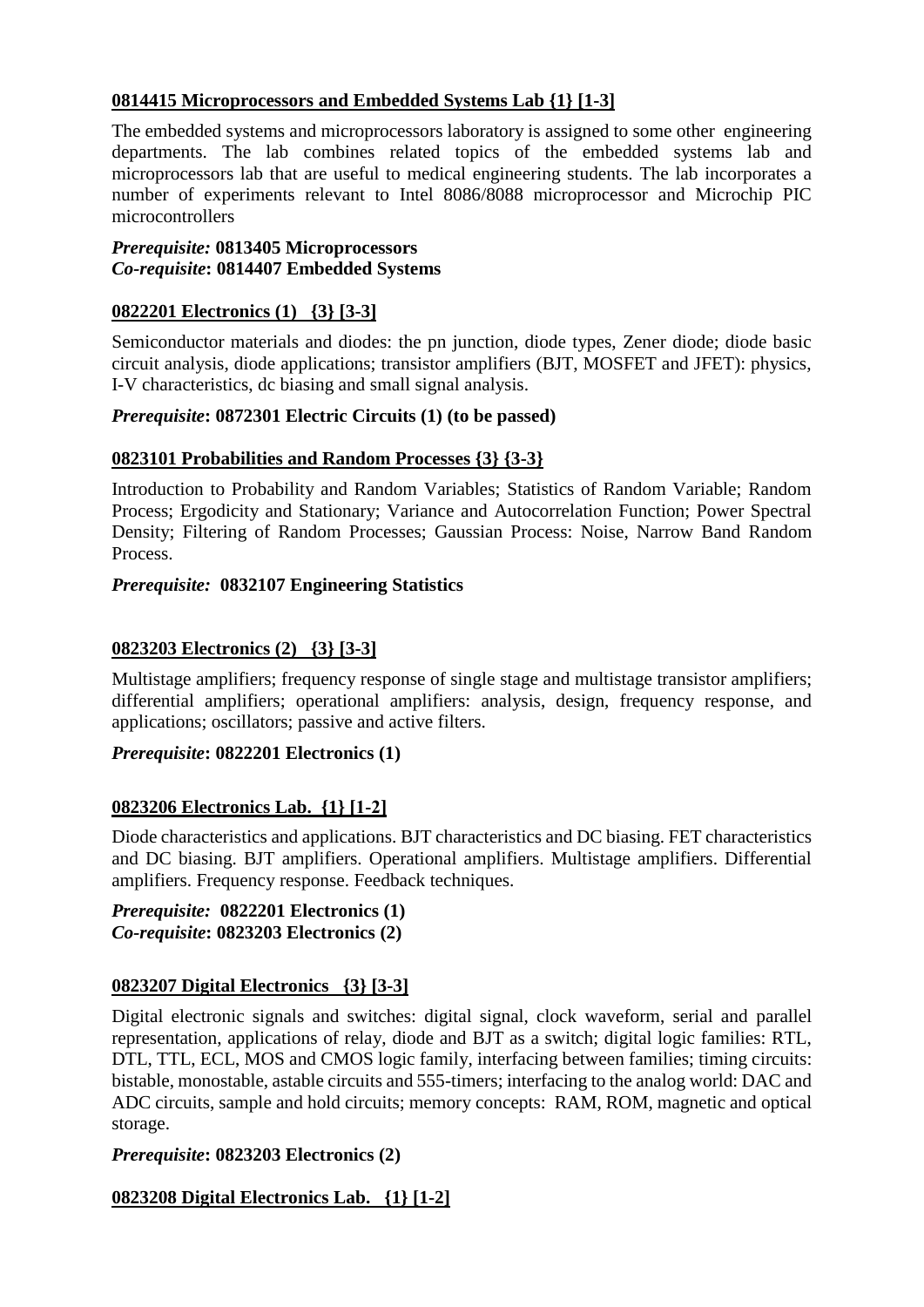**<u>0814415 Microprocessors and Embedded Systems Lab {1} [1-3]</u>**

The embedded systems and microprocessors laboratory is assigned to some other engineering departments. The lab combines related topics of the embedded systems lab and microprocessors lab that are useful to medical engineering students. The lab incorporates a number of experiments relevant to Intel 8086/8088 microprocessor and Microchip PIC microcontrollers

***Prerequisite:*** **0813405 Microprocessors**
***Co-requisite*****: 0814407 Embedded Systems**

**<u>0822201 Electronics (1) {3} [3-3]</u>**

Semiconductor materials and diodes: the pn junction, diode types, Zener diode; diode basic circuit analysis, diode applications; transistor amplifiers (BJT, MOSFET and JFET): physics, I-V characteristics, dc biasing and small signal analysis.

***Prerequisite*****: 0872301 Electric Circuits (1) (to be passed)**

**<u>0823101 Probabilities and Random Processes {3} {3-3}</u>**

Introduction to Probability and Random Variables; Statistics of Random Variable; Random Process; Ergodicity and Stationary; Variance and Autocorrelation Function; Power Spectral Density; Filtering of Random Processes; Gaussian Process: Noise, Narrow Band Random Process.

***Prerequisite:*** **0832107 Engineering Statistics**

**<u>0823203 Electronics (2) {3} [3-3]</u>**

Multistage amplifiers; frequency response of single stage and multistage transistor amplifiers; differential amplifiers; operational amplifiers: analysis, design, frequency response, and applications; oscillators; passive and active filters.

***Prerequisite*****: 0822201 Electronics (1)**

**<u>0823206 Electronics Lab. {1} [1-2]</u>**

Diode characteristics and applications. BJT characteristics and DC biasing. FET characteristics and DC biasing. BJT amplifiers. Operational amplifiers. Multistage amplifiers. Differential amplifiers. Frequency response. Feedback techniques.

***Prerequisite:*** **0822201 Electronics (1)**
***Co-requisite*****: 0823203 Electronics (2)**

**<u>0823207 Digital Electronics {3} [3-3]</u>**

Digital electronic signals and switches: digital signal, clock waveform, serial and parallel representation, applications of relay, diode and BJT as a switch; digital logic families: RTL, DTL, TTL, ECL, MOS and CMOS logic family, interfacing between families; timing circuits: bistable, monostable, astable circuits and 555-timers; interfacing to the analog world: DAC and ADC circuits, sample and hold circuits; memory concepts: RAM, ROM, magnetic and optical storage.

***Prerequisite*****: 0823203 Electronics (2)**

**<u>0823208 Digital Electronics Lab. {1} [1-2]</u>**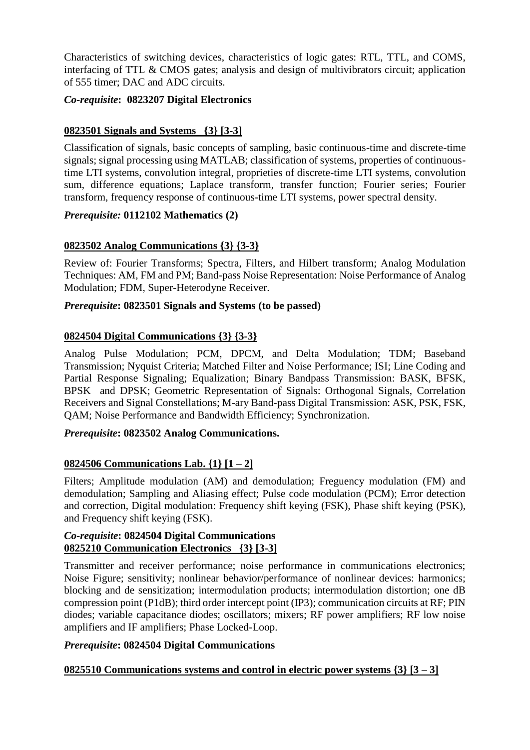Characteristics of switching devices, characteristics of logic gates: RTL, TTL, and COMS, interfacing of TTL & CMOS gates; analysis and design of multivibrators circuit; application of 555 timer; DAC and ADC circuits.

***Co-requisite*: 0823207 Digital Electronics**

### 0823501 Signals and Systems {3} [3-3]

Classification of signals, basic concepts of sampling, basic continuous-time and discrete-time signals; signal processing using MATLAB; classification of systems, properties of continuous-time LTI systems, convolution integral, proprieties of discrete-time LTI systems, convolution sum, difference equations; Laplace transform, transfer function; Fourier series; Fourier transform, frequency response of continuous-time LTI systems, power spectral density.

***Prerequisite:* 0112102 Mathematics (2)**

### 0823502 Analog Communications {3} {3-3}

Review of: Fourier Transforms; Spectra, Filters, and Hilbert transform; Analog Modulation Techniques: AM, FM and PM; Band-pass Noise Representation: Noise Performance of Analog Modulation; FDM, Super-Heterodyne Receiver.

***Prerequisite*: 0823501 Signals and Systems (to be passed)**

### 0824504 Digital Communications {3} {3-3}

Analog Pulse Modulation; PCM, DPCM, and Delta Modulation; TDM; Baseband Transmission; Nyquist Criteria; Matched Filter and Noise Performance; ISI; Line Coding and Partial Response Signaling; Equalization; Binary Bandpass Transmission: BASK, BFSK, BPSK and DPSK; Geometric Representation of Signals: Orthogonal Signals, Correlation Receivers and Signal Constellations; M-ary Band-pass Digital Transmission: ASK, PSK, FSK, QAM; Noise Performance and Bandwidth Efficiency; Synchronization.

***Prerequisite*: 0823502 Analog Communications.**

### 0824506 Communications Lab. {1} [1 – 2]

Filters; Amplitude modulation (AM) and demodulation; Freguency modulation (FM) and demodulation; Sampling and Aliasing effect; Pulse code modulation (PCM); Error detection and correction, Digital modulation: Frequency shift keying (FSK), Phase shift keying (PSK), and Frequency shift keying (FSK).

***Co-requisite*: 0824504 Digital Communications**

### 0825210 Communication Electronics {3} [3-3]

Transmitter and receiver performance; noise performance in communications electronics; Noise Figure; sensitivity; nonlinear behavior/performance of nonlinear devices: harmonics; blocking and de sensitization; intermodulation products; intermodulation distortion; one dB compression point (P1dB); third order intercept point (IP3); communication circuits at RF; PIN diodes; variable capacitance diodes; oscillators; mixers; RF power amplifiers; RF low noise amplifiers and IF amplifiers; Phase Locked-Loop.

***Prerequisite*: 0824504 Digital Communications**

### 0825510 Communications systems and control in electric power systems {3} [3 – 3]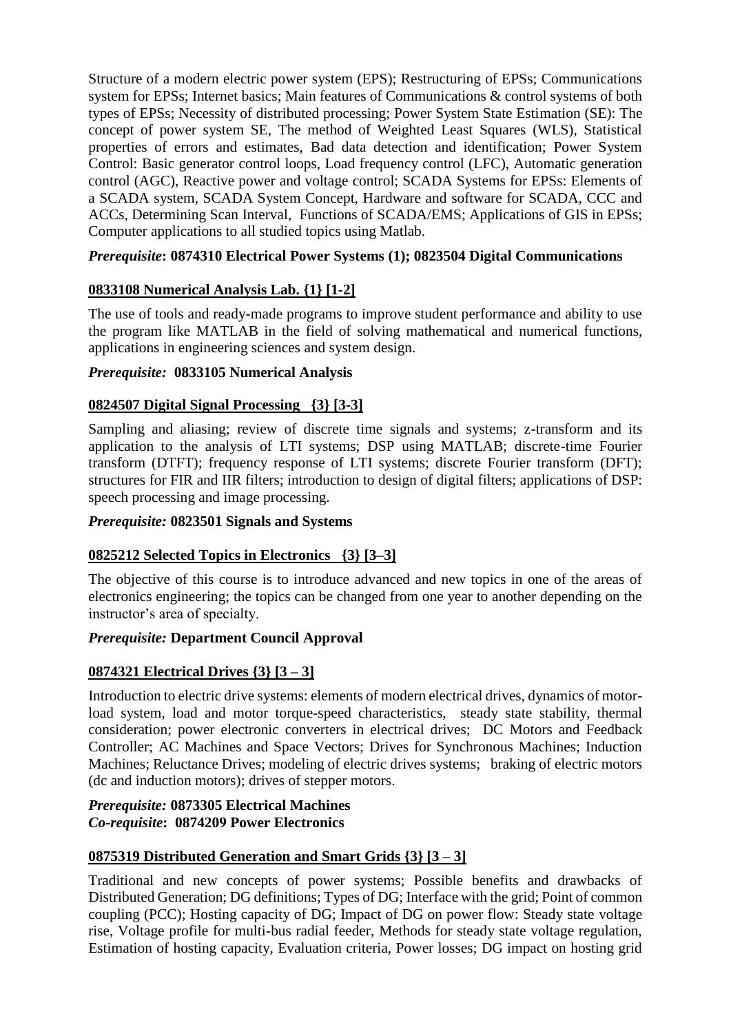Structure of a modern electric power system (EPS); Restructuring of EPSs; Communications system for EPSs; Internet basics; Main features of Communications & control systems of both types of EPSs; Necessity of distributed processing; Power System State Estimation (SE): The concept of power system SE, The method of Weighted Least Squares (WLS), Statistical properties of errors and estimates, Bad data detection and identification; Power System Control: Basic generator control loops, Load frequency control (LFC), Automatic generation control (AGC), Reactive power and voltage control; SCADA Systems for EPSs: Elements of a SCADA system, SCADA System Concept, Hardware and software for SCADA, CCC and ACCs, Determining Scan Interval, Functions of SCADA/EMS; Applications of GIS in EPSs; Computer applications to all studied topics using Matlab.

***Prerequisite*: 0874310 Electrical Power Systems (1); 0823504 Digital Communications**

### 0833108 Numerical Analysis Lab. {1} [1-2]

The use of tools and ready-made programs to improve student performance and ability to use the program like MATLAB in the field of solving mathematical and numerical functions, applications in engineering sciences and system design.

***Prerequisite:* 0833105 Numerical Analysis**

### 0824507 Digital Signal Processing {3} [3-3]

Sampling and aliasing; review of discrete time signals and systems; z-transform and its application to the analysis of LTI systems; DSP using MATLAB; discrete-time Fourier transform (DTFT); frequency response of LTI systems; discrete Fourier transform (DFT); structures for FIR and IIR filters; introduction to design of digital filters; applications of DSP: speech processing and image processing.

***Prerequisite:* 0823501 Signals and Systems**

### 0825212 Selected Topics in Electronics {3} [3–3]

The objective of this course is to introduce advanced and new topics in one of the areas of electronics engineering; the topics can be changed from one year to another depending on the instructor's area of specialty.

***Prerequisite:* Department Council Approval**

### 0874321 Electrical Drives {3} [3 – 3]

Introduction to electric drive systems: elements of modern electrical drives, dynamics of motor-load system, load and motor torque-speed characteristics, steady state stability, thermal consideration; power electronic converters in electrical drives; DC Motors and Feedback Controller; AC Machines and Space Vectors; Drives for Synchronous Machines; Induction Machines; Reluctance Drives; modeling of electric drives systems; braking of electric motors (dc and induction motors); drives of stepper motors.

***Prerequisite:* 0873305 Electrical Machines**
***Co-requisite*: 0874209 Power Electronics**

### 0875319 Distributed Generation and Smart Grids {3} [3 – 3]

Traditional and new concepts of power systems; Possible benefits and drawbacks of Distributed Generation; DG definitions; Types of DG; Interface with the grid; Point of common coupling (PCC); Hosting capacity of DG; Impact of DG on power flow: Steady state voltage rise, Voltage profile for multi-bus radial feeder, Methods for steady state voltage regulation, Estimation of hosting capacity, Evaluation criteria, Power losses; DG impact on hosting grid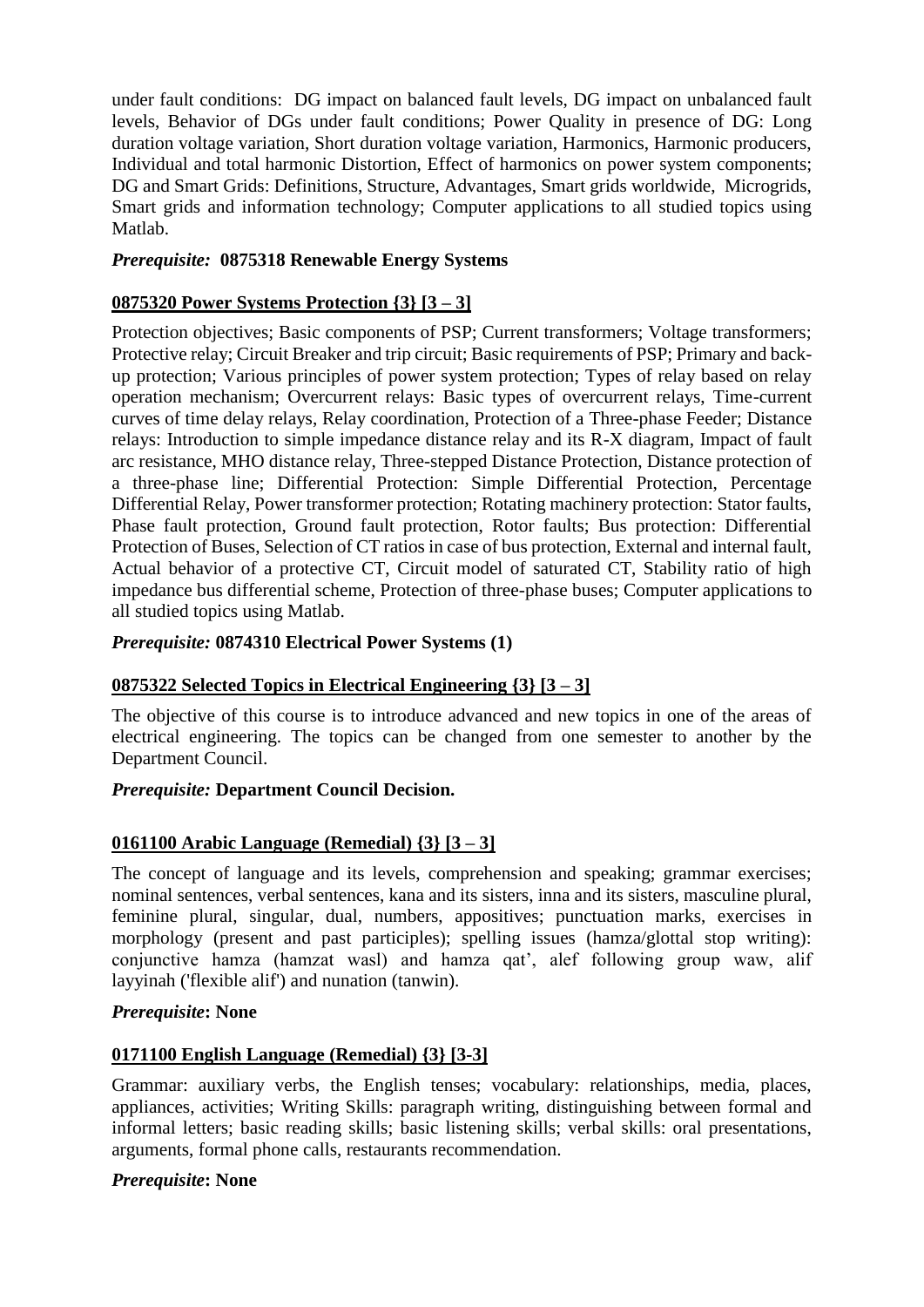under fault conditions: DG impact on balanced fault levels, DG impact on unbalanced fault levels, Behavior of DGs under fault conditions; Power Quality in presence of DG: Long duration voltage variation, Short duration voltage variation, Harmonics, Harmonic producers, Individual and total harmonic Distortion, Effect of harmonics on power system components; DG and Smart Grids: Definitions, Structure, Advantages, Smart grids worldwide, Microgrids, Smart grids and information technology; Computer applications to all studied topics using Matlab.

***Prerequisite:* 0875318 Renewable Energy Systems**

### <u>0875320 Power Systems Protection {3} [3 – 3]</u>

Protection objectives; Basic components of PSP; Current transformers; Voltage transformers; Protective relay; Circuit Breaker and trip circuit; Basic requirements of PSP; Primary and back-up protection; Various principles of power system protection; Types of relay based on relay operation mechanism; Overcurrent relays: Basic types of overcurrent relays, Time-current curves of time delay relays, Relay coordination, Protection of a Three-phase Feeder; Distance relays: Introduction to simple impedance distance relay and its R-X diagram, Impact of fault arc resistance, MHO distance relay, Three-stepped Distance Protection, Distance protection of a three-phase line; Differential Protection: Simple Differential Protection, Percentage Differential Relay, Power transformer protection; Rotating machinery protection: Stator faults, Phase fault protection, Ground fault protection, Rotor faults; Bus protection: Differential Protection of Buses, Selection of CT ratios in case of bus protection, External and internal fault, Actual behavior of a protective CT, Circuit model of saturated CT, Stability ratio of high impedance bus differential scheme, Protection of three-phase buses; Computer applications to all studied topics using Matlab.

***Prerequisite:* 0874310 Electrical Power Systems (1)**

### <u>0875322 Selected Topics in Electrical Engineering {3} [3 – 3]</u>

The objective of this course is to introduce advanced and new topics in one of the areas of electrical engineering. The topics can be changed from one semester to another by the Department Council.

***Prerequisite:* Department Council Decision.**

### <u>0161100 Arabic Language (Remedial) {3} [3 – 3]</u>

The concept of language and its levels, comprehension and speaking; grammar exercises; nominal sentences, verbal sentences, kana and its sisters, inna and its sisters, masculine plural, feminine plural, singular, dual, numbers, appositives; punctuation marks, exercises in morphology (present and past participles); spelling issues (hamza/glottal stop writing): conjunctive hamza (hamzat wasl) and hamza qat', alef following group waw, alif layyinah ('flexible alif') and nunation (tanwin).

***Prerequisite*: None**

### <u>0171100 English Language (Remedial) {3} [3-3]</u>

Grammar: auxiliary verbs, the English tenses; vocabulary: relationships, media, places, appliances, activities; Writing Skills: paragraph writing, distinguishing between formal and informal letters; basic reading skills; basic listening skills; verbal skills: oral presentations, arguments, formal phone calls, restaurants recommendation.

***Prerequisite*: None**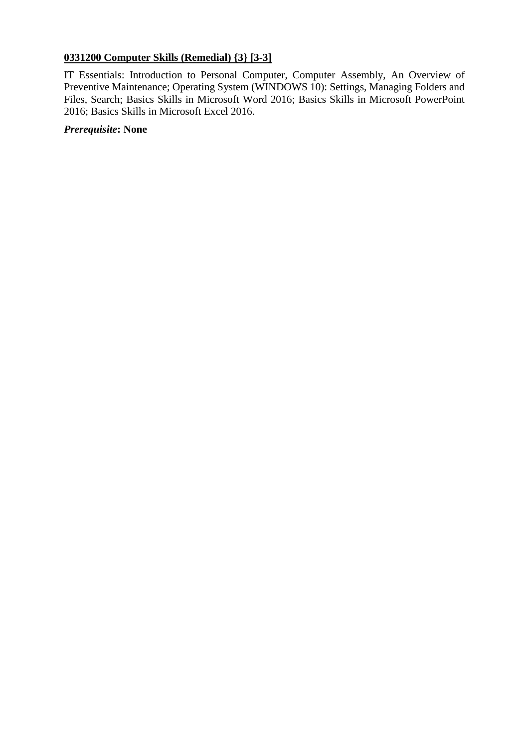**<u>0331200 Computer Skills (Remedial) {3} [3-3]</u>**

IT Essentials: Introduction to Personal Computer, Computer Assembly, An Overview of Preventive Maintenance; Operating System (WINDOWS 10): Settings, Managing Folders and Files, Search; Basics Skills in Microsoft Word 2016; Basics Skills in Microsoft PowerPoint 2016; Basics Skills in Microsoft Excel 2016.

***Prerequisite*: None**